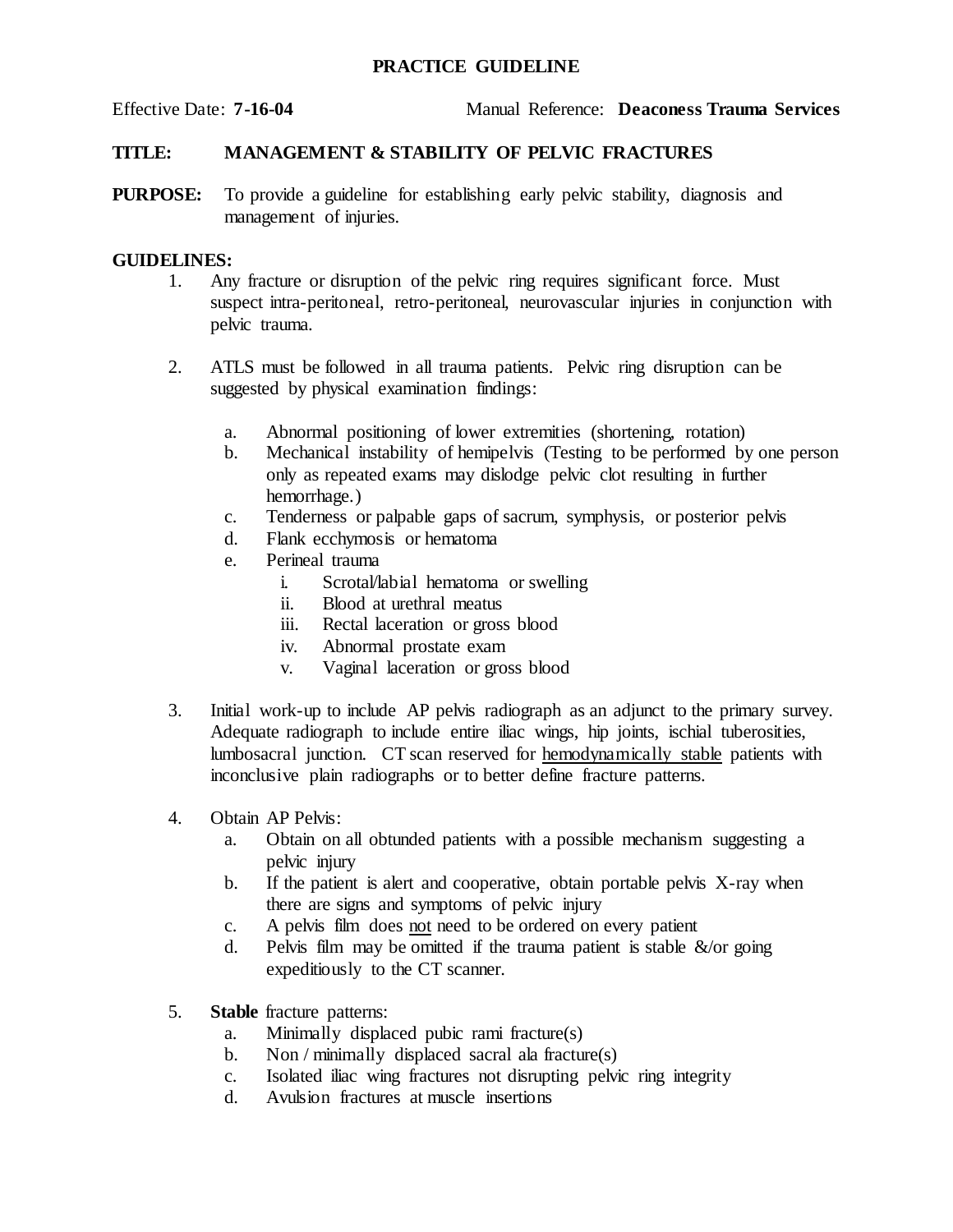# PRACTICE GUIDELINE

Effective Date: **7-16-04** Manual Reference: **Deaconess Trauma Services**

**TITLE:** **MANAGEMENT & STABILITY OF PELVIC FRACTURES**

**PURPOSE:** To provide a guideline for establishing early pelvic stability, diagnosis and management of injuries.

**GUIDELINES:**

1. Any fracture or disruption of the pelvic ring requires significant force. Must suspect intra-peritoneal, retro-peritoneal, neurovascular injuries in conjunction with pelvic trauma.

2. ATLS must be followed in all trauma patients. Pelvic ring disruption can be suggested by physical examination findings:

   a. Abnormal positioning of lower extremities (shortening, rotation)
   b. Mechanical instability of hemipelvis (Testing to be performed by one person only as repeated exams may dislodge pelvic clot resulting in further hemorrhage.)
   c. Tenderness or palpable gaps of sacrum, symphysis, or posterior pelvis
   d. Flank ecchymosis or hematoma
   e. Perineal trauma
      i. Scrotal/labial hematoma or swelling
      ii. Blood at urethral meatus
      iii. Rectal laceration or gross blood
      iv. Abnormal prostate exam
      v. Vaginal laceration or gross blood

3. Initial work-up to include AP pelvis radiograph as an adjunct to the primary survey. Adequate radiograph to include entire iliac wings, hip joints, ischial tuberosities, lumbosacral junction. CT scan reserved for <u>hemodynamically stable</u> patients with inconclusive plain radiographs or to better define fracture patterns.

4. Obtain AP Pelvis:
   a. Obtain on all obtunded patients with a possible mechanism suggesting a pelvic injury
   b. If the patient is alert and cooperative, obtain portable pelvis X-ray when there are signs and symptoms of pelvic injury
   c. A pelvis film does <u>not</u> need to be ordered on every patient
   d. Pelvis film may be omitted if the trauma patient is stable &/or going expeditiously to the CT scanner.

5. **Stable** fracture patterns:
   a. Minimally displaced pubic rami fracture(s)
   b. Non / minimally displaced sacral ala fracture(s)
   c. Isolated iliac wing fractures not disrupting pelvic ring integrity
   d. Avulsion fractures at muscle insertions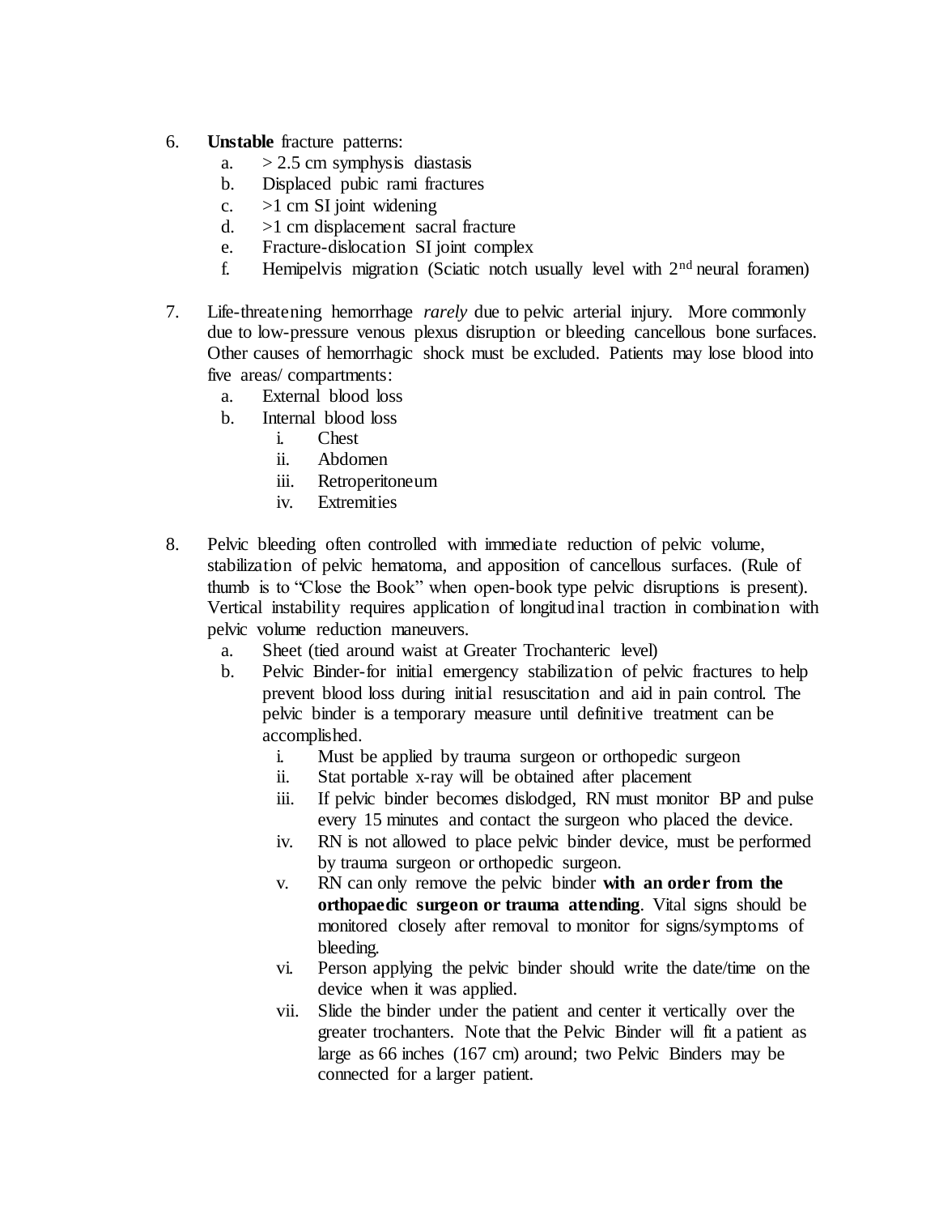6. **Unstable** fracture patterns:
   a. > 2.5 cm symphysis diastasis
   b. Displaced pubic rami fractures
   c. >1 cm SI joint widening
   d. >1 cm displacement sacral fracture
   e. Fracture-dislocation SI joint complex
   f. Hemipelvis migration (Sciatic notch usually level with 2nd neural foramen)

7. Life-threatening hemorrhage *rarely* due to pelvic arterial injury. More commonly due to low-pressure venous plexus disruption or bleeding cancellous bone surfaces. Other causes of hemorrhagic shock must be excluded. Patients may lose blood into five areas/ compartments:
   a. External blood loss
   b. Internal blood loss
      i. Chest
      ii. Abdomen
      iii. Retroperitoneum
      iv. Extremities

8. Pelvic bleeding often controlled with immediate reduction of pelvic volume, stabilization of pelvic hematoma, and apposition of cancellous surfaces. (Rule of thumb is to "Close the Book" when open-book type pelvic disruptions is present). Vertical instability requires application of longitudinal traction in combination with pelvic volume reduction maneuvers.
   a. Sheet (tied around waist at Greater Trochanteric level)
   b. Pelvic Binder-for initial emergency stabilization of pelvic fractures to help prevent blood loss during initial resuscitation and aid in pain control. The pelvic binder is a temporary measure until definitive treatment can be accomplished.
      i. Must be applied by trauma surgeon or orthopedic surgeon
      ii. Stat portable x-ray will be obtained after placement
      iii. If pelvic binder becomes dislodged, RN must monitor BP and pulse every 15 minutes and contact the surgeon who placed the device.
      iv. RN is not allowed to place pelvic binder device, must be performed by trauma surgeon or orthopedic surgeon.
      v. RN can only remove the pelvic binder **with an order from the orthopaedic surgeon or trauma attending**. Vital signs should be monitored closely after removal to monitor for signs/symptoms of bleeding.
      vi. Person applying the pelvic binder should write the date/time on the device when it was applied.
      vii. Slide the binder under the patient and center it vertically over the greater trochanters. Note that the Pelvic Binder will fit a patient as large as 66 inches (167 cm) around; two Pelvic Binders may be connected for a larger patient.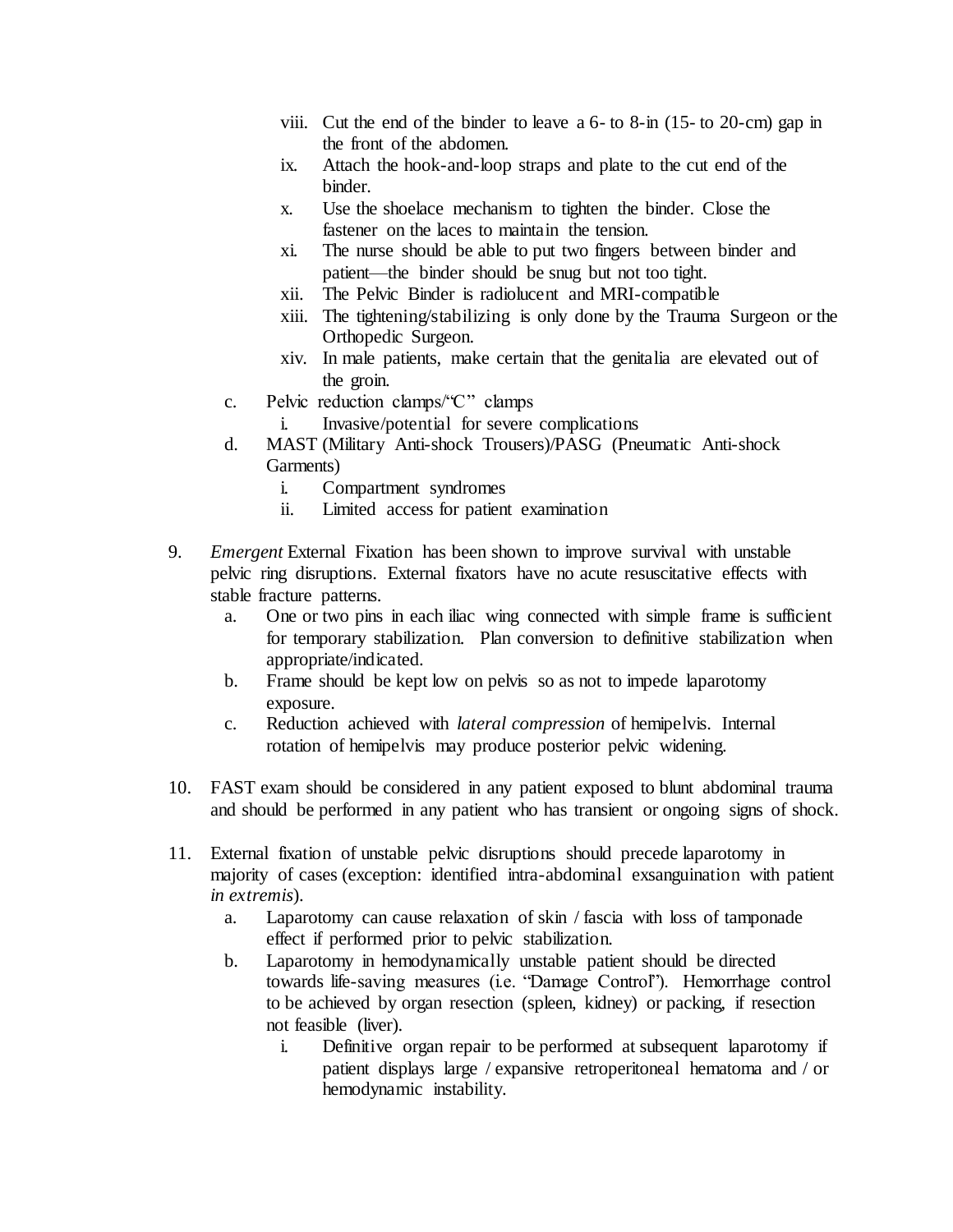viii. Cut the end of the binder to leave a 6- to 8-in (15- to 20-cm) gap in the front of the abdomen.
   ix. Attach the hook-and-loop straps and plate to the cut end of the binder.
   x. Use the shoelace mechanism to tighten the binder. Close the fastener on the laces to maintain the tension.
   xi. The nurse should be able to put two fingers between binder and patient—the binder should be snug but not too tight.
   xii. The Pelvic Binder is radiolucent and MRI-compatible
   xiii. The tightening/stabilizing is only done by the Trauma Surgeon or the Orthopedic Surgeon.
   xiv. In male patients, make certain that the genitalia are elevated out of the groin.

c. Pelvic reduction clamps/"C" clamps
   i. Invasive/potential for severe complications

d. MAST (Military Anti-shock Trousers)/PASG (Pneumatic Anti-shock Garments)
   i. Compartment syndromes
   ii. Limited access for patient examination

9. *Emergent* External Fixation has been shown to improve survival with unstable pelvic ring disruptions. External fixators have no acute resuscitative effects with stable fracture patterns.
   a. One or two pins in each iliac wing connected with simple frame is sufficient for temporary stabilization. Plan conversion to definitive stabilization when appropriate/indicated.
   b. Frame should be kept low on pelvis so as not to impede laparotomy exposure.
   c. Reduction achieved with *lateral compression* of hemipelvis. Internal rotation of hemipelvis may produce posterior pelvic widening.

10. FAST exam should be considered in any patient exposed to blunt abdominal trauma and should be performed in any patient who has transient or ongoing signs of shock.

11. External fixation of unstable pelvic disruptions should precede laparotomy in majority of cases (exception: identified intra-abdominal exsanguination with patient *in extremis*).
   a. Laparotomy can cause relaxation of skin / fascia with loss of tamponade effect if performed prior to pelvic stabilization.
   b. Laparotomy in hemodynamically unstable patient should be directed towards life-saving measures (i.e. "Damage Control"). Hemorrhage control to be achieved by organ resection (spleen, kidney) or packing, if resection not feasible (liver).
      i. Definitive organ repair to be performed at subsequent laparotomy if patient displays large / expansive retroperitoneal hematoma and / or hemodynamic instability.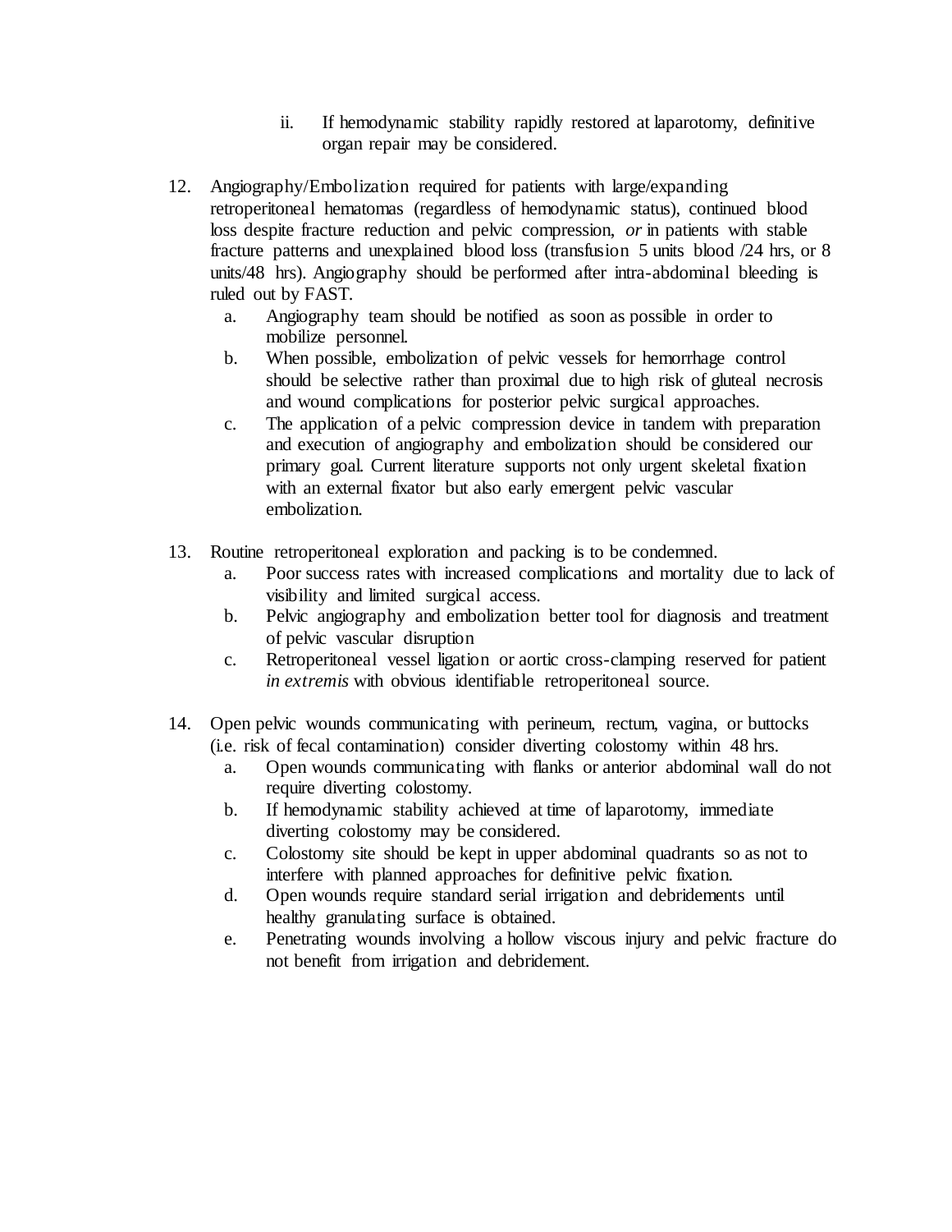ii. If hemodynamic stability rapidly restored at laparotomy, definitive organ repair may be considered.

12. Angiography/Embolization required for patients with large/expanding retroperitoneal hematomas (regardless of hemodynamic status), continued blood loss despite fracture reduction and pelvic compression, *or* in patients with stable fracture patterns and unexplained blood loss (transfusion 5 units blood /24 hrs, or 8 units/48 hrs). Angiography should be performed after intra-abdominal bleeding is ruled out by FAST.
    a. Angiography team should be notified as soon as possible in order to mobilize personnel.
    b. When possible, embolization of pelvic vessels for hemorrhage control should be selective rather than proximal due to high risk of gluteal necrosis and wound complications for posterior pelvic surgical approaches.
    c. The application of a pelvic compression device in tandem with preparation and execution of angiography and embolization should be considered our primary goal. Current literature supports not only urgent skeletal fixation with an external fixator but also early emergent pelvic vascular embolization.

13. Routine retroperitoneal exploration and packing is to be condemned.
    a. Poor success rates with increased complications and mortality due to lack of visibility and limited surgical access.
    b. Pelvic angiography and embolization better tool for diagnosis and treatment of pelvic vascular disruption
    c. Retroperitoneal vessel ligation or aortic cross-clamping reserved for patient *in extremis* with obvious identifiable retroperitoneal source.

14. Open pelvic wounds communicating with perineum, rectum, vagina, or buttocks (i.e. risk of fecal contamination) consider diverting colostomy within 48 hrs.
    a. Open wounds communicating with flanks or anterior abdominal wall do not require diverting colostomy.
    b. If hemodynamic stability achieved at time of laparotomy, immediate diverting colostomy may be considered.
    c. Colostomy site should be kept in upper abdominal quadrants so as not to interfere with planned approaches for definitive pelvic fixation.
    d. Open wounds require standard serial irrigation and debridements until healthy granulating surface is obtained.
    e. Penetrating wounds involving a hollow viscous injury and pelvic fracture do not benefit from irrigation and debridement.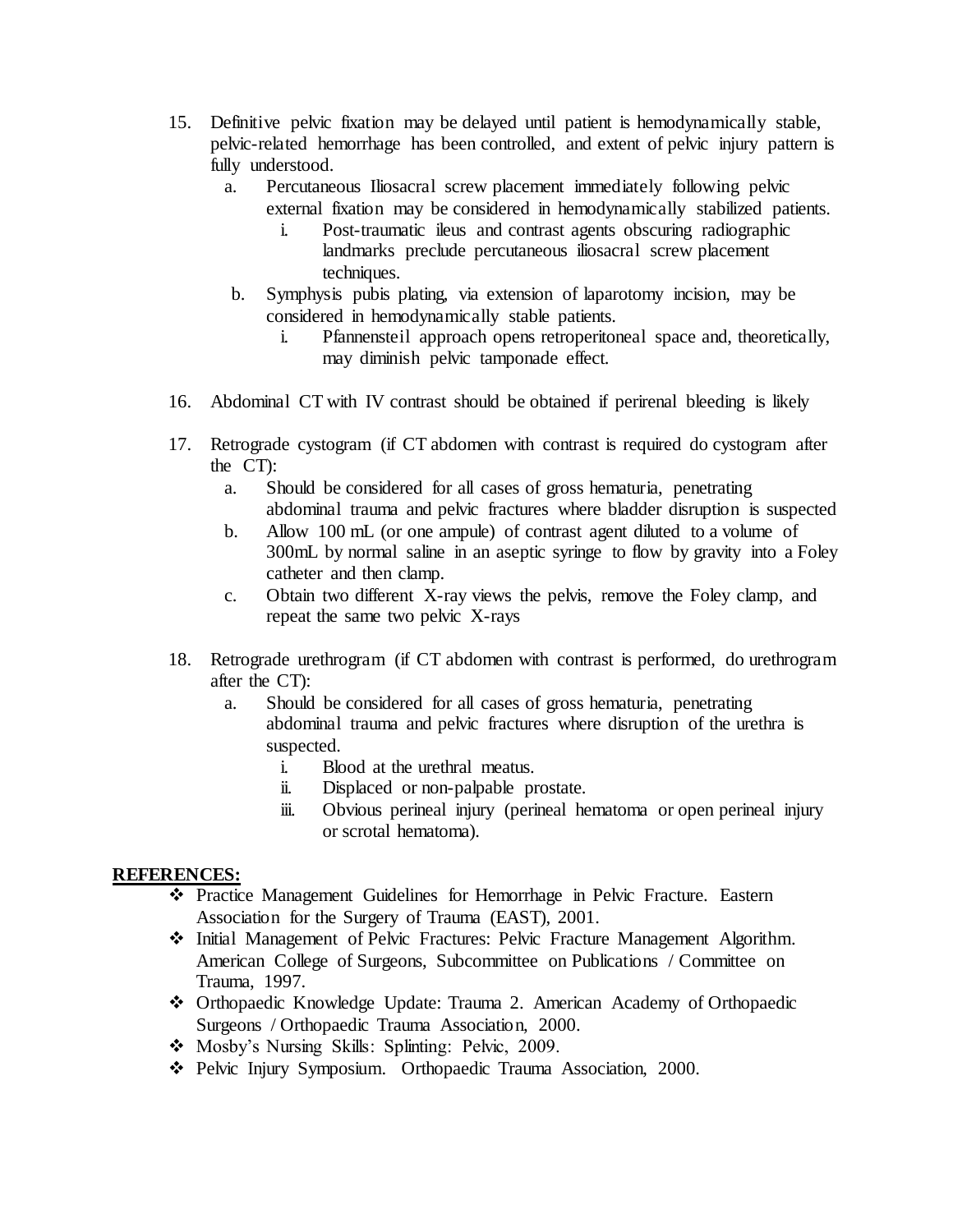15. Definitive pelvic fixation may be delayed until patient is hemodynamically stable, pelvic-related hemorrhage has been controlled, and extent of pelvic injury pattern is fully understood.
    a. Percutaneous Iliosacral screw placement immediately following pelvic external fixation may be considered in hemodynamically stabilized patients.
        i. Post-traumatic ileus and contrast agents obscuring radiographic landmarks preclude percutaneous iliosacral screw placement techniques.
    b. Symphysis pubis plating, via extension of laparotomy incision, may be considered in hemodynamically stable patients.
        i. Pfannensteil approach opens retroperitoneal space and, theoretically, may diminish pelvic tamponade effect.

16. Abdominal CT with IV contrast should be obtained if perirenal bleeding is likely

17. Retrograde cystogram (if CT abdomen with contrast is required do cystogram after the CT):
    a. Should be considered for all cases of gross hematuria, penetrating abdominal trauma and pelvic fractures where bladder disruption is suspected
    b. Allow 100 mL (or one ampule) of contrast agent diluted to a volume of 300mL by normal saline in an aseptic syringe to flow by gravity into a Foley catheter and then clamp.
    c. Obtain two different X-ray views the pelvis, remove the Foley clamp, and repeat the same two pelvic X-rays

18. Retrograde urethrogram (if CT abdomen with contrast is performed, do urethrogram after the CT):
    a. Should be considered for all cases of gross hematuria, penetrating abdominal trauma and pelvic fractures where disruption of the urethra is suspected.
        i. Blood at the urethral meatus.
        ii. Displaced or non-palpable prostate.
        iii. Obvious perineal injury (perineal hematoma or open perineal injury or scrotal hematoma).

**REFERENCES:**

- Practice Management Guidelines for Hemorrhage in Pelvic Fracture. Eastern Association for the Surgery of Trauma (EAST), 2001.
- Initial Management of Pelvic Fractures: Pelvic Fracture Management Algorithm. American College of Surgeons, Subcommittee on Publications / Committee on Trauma, 1997.
- Orthopaedic Knowledge Update: Trauma 2. American Academy of Orthopaedic Surgeons / Orthopaedic Trauma Association, 2000.
- Mosby's Nursing Skills: Splinting: Pelvic, 2009.
- Pelvic Injury Symposium. Orthopaedic Trauma Association, 2000.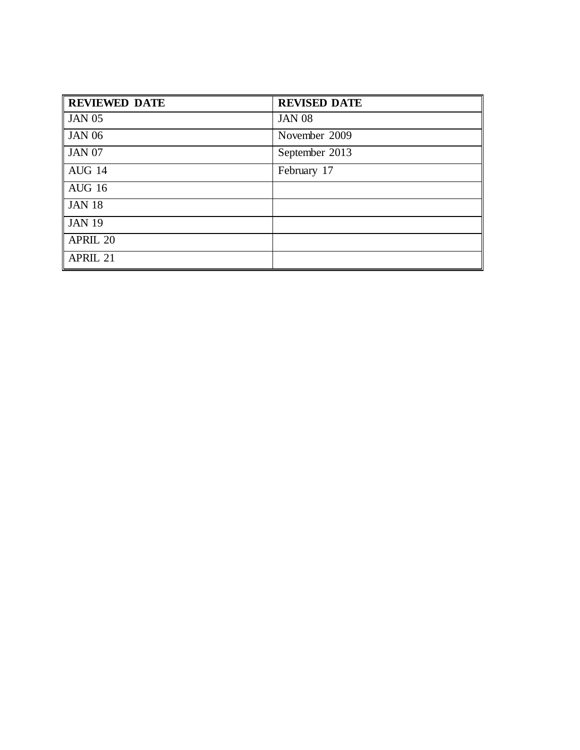| **REVIEWED DATE** | **REVISED DATE** |
| --- | --- |
| JAN 05 | JAN 08 |
| JAN 06 | November 2009 |
| JAN 07 | September 2013 |
| AUG 14 | February 17 |
| AUG 16 | |
| JAN 18 | |
| JAN 19 | |
| APRIL 20 | |
| APRIL 21 | |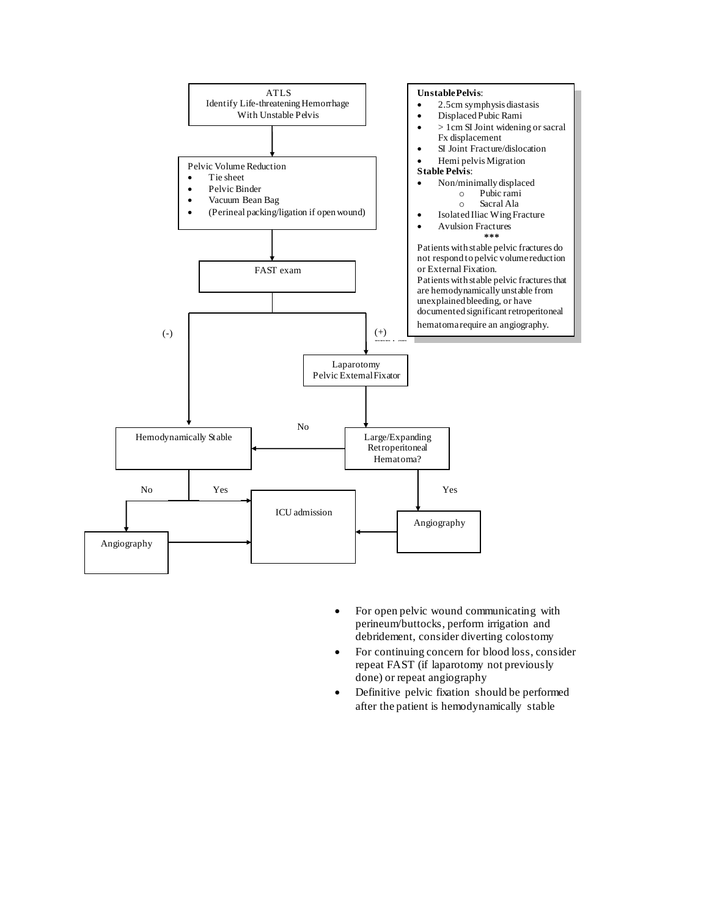ATLS
Identify Life-threatening Hemorrhage
With Unstable Pelvis

Pelvic Volume Reduction

- Tie sheet
- Pelvic Binder
- Vacuum Bean Bag
- (Perineal packing/ligation if open wound)

FAST exam

(-)

(+)

Laparotomy
Pelvic External Fixator

No

Large/Expanding Retroperitoneal Hematoma?

Hemodynamically Stable

No

Yes

Yes

ICU admission

Angiography

Angiography

**Unstable Pelvis**:

- 2.5cm symphysis diastasis
- Displaced Pubic Rami
- > 1cm SI Joint widening or sacral Fx displacement
- SI Joint Fracture/dislocation
- Hemi pelvis Migration

**Stable Pelvis**:

- Non/minimally displaced
    - Pubic rami
    - Sacral Ala
- Isolated Iliac Wing Fracture
- Avulsion Fractures

***

Patients with stable pelvic fractures do not respond to pelvic volume reduction or External Fixation.
Patients with stable pelvic fractures that are hemodynamically unstable from unexplained bleeding, or have documented significant retroperitoneal hematoma require an angiography.

- For open pelvic wound communicating with perineum/buttocks, perform irrigation and debridement, consider diverting colostomy
- For continuing concern for blood loss, consider repeat FAST (if laparotomy not previously done) or repeat angiography
- Definitive pelvic fixation should be performed after the patient is hemodynamically stable